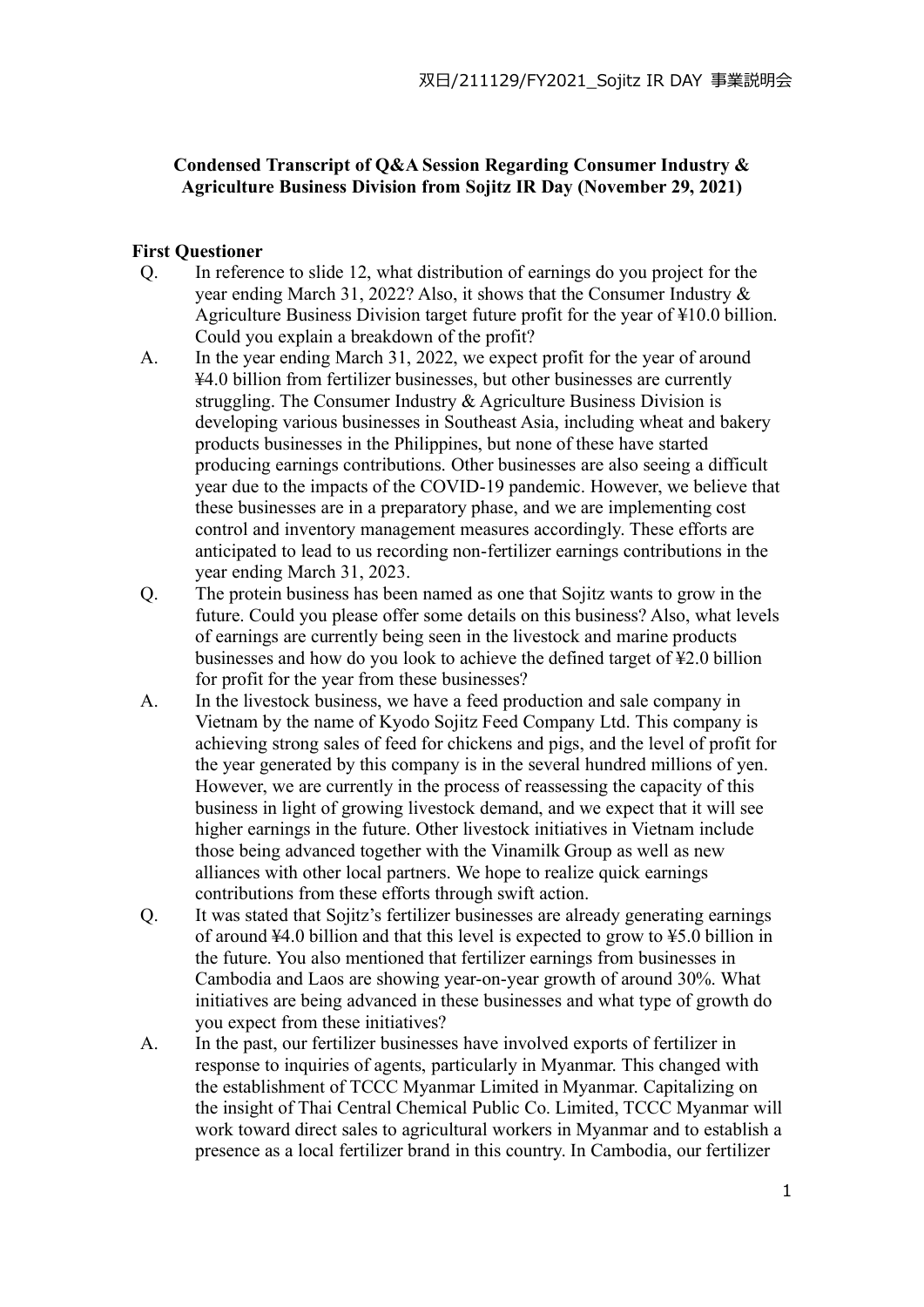**Condensed Transcript of Q&A Session Regarding Consumer Industry & Agriculture Business Division from Sojitz IR Day (November 29, 2021)**

**First Questioner**

Q. In reference to slide 12, what distribution of earnings do you project for the year ending March 31, 2022? Also, it shows that the Consumer Industry & Agriculture Business Division target future profit for the year of ¥10.0 billion. Could you explain a breakdown of the profit?

A. In the year ending March 31, 2022, we expect profit for the year of around ¥4.0 billion from fertilizer businesses, but other businesses are currently struggling. The Consumer Industry & Agriculture Business Division is developing various businesses in Southeast Asia, including wheat and bakery products businesses in the Philippines, but none of these have started producing earnings contributions. Other businesses are also seeing a difficult year due to the impacts of the COVID-19 pandemic. However, we believe that these businesses are in a preparatory phase, and we are implementing cost control and inventory management measures accordingly. These efforts are anticipated to lead to us recording non-fertilizer earnings contributions in the year ending March 31, 2023.

Q. The protein business has been named as one that Sojitz wants to grow in the future. Could you please offer some details on this business? Also, what levels of earnings are currently being seen in the livestock and marine products businesses and how do you look to achieve the defined target of ¥2.0 billion for profit for the year from these businesses?

A. In the livestock business, we have a feed production and sale company in Vietnam by the name of Kyodo Sojitz Feed Company Ltd. This company is achieving strong sales of feed for chickens and pigs, and the level of profit for the year generated by this company is in the several hundred millions of yen. However, we are currently in the process of reassessing the capacity of this business in light of growing livestock demand, and we expect that it will see higher earnings in the future. Other livestock initiatives in Vietnam include those being advanced together with the Vinamilk Group as well as new alliances with other local partners. We hope to realize quick earnings contributions from these efforts through swift action.

Q. It was stated that Sojitz's fertilizer businesses are already generating earnings of around ¥4.0 billion and that this level is expected to grow to ¥5.0 billion in the future. You also mentioned that fertilizer earnings from businesses in Cambodia and Laos are showing year-on-year growth of around 30%. What initiatives are being advanced in these businesses and what type of growth do you expect from these initiatives?

A. In the past, our fertilizer businesses have involved exports of fertilizer in response to inquiries of agents, particularly in Myanmar. This changed with the establishment of TCCC Myanmar Limited in Myanmar. Capitalizing on the insight of Thai Central Chemical Public Co. Limited, TCCC Myanmar will work toward direct sales to agricultural workers in Myanmar and to establish a presence as a local fertilizer brand in this country. In Cambodia, our fertilizer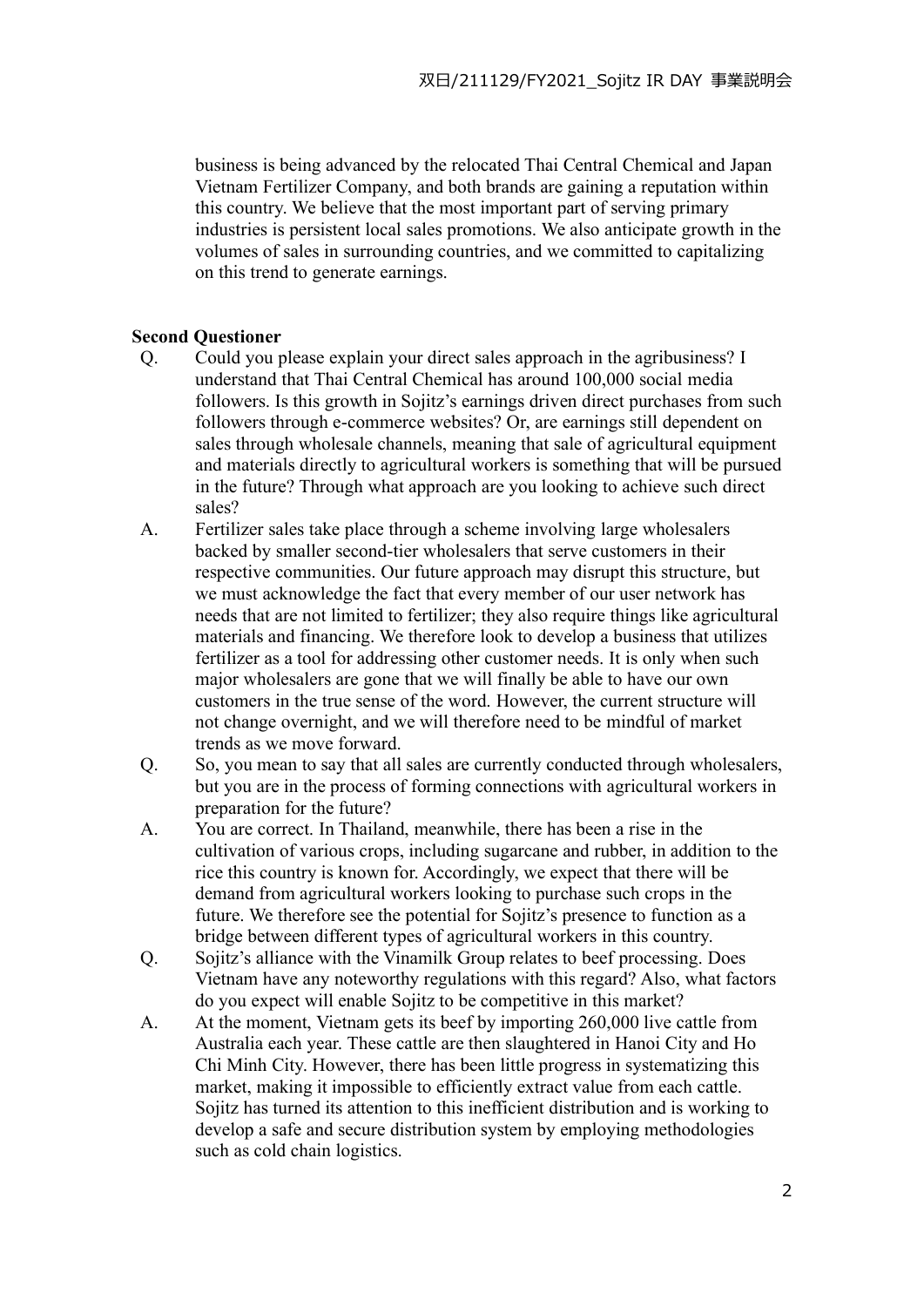business is being advanced by the relocated Thai Central Chemical and Japan Vietnam Fertilizer Company, and both brands are gaining a reputation within this country. We believe that the most important part of serving primary industries is persistent local sales promotions. We also anticipate growth in the volumes of sales in surrounding countries, and we committed to capitalizing on this trend to generate earnings.

**Second Questioner**

Q. Could you please explain your direct sales approach in the agribusiness? I understand that Thai Central Chemical has around 100,000 social media followers. Is this growth in Sojitz's earnings driven direct purchases from such followers through e-commerce websites? Or, are earnings still dependent on sales through wholesale channels, meaning that sale of agricultural equipment and materials directly to agricultural workers is something that will be pursued in the future? Through what approach are you looking to achieve such direct sales?

A. Fertilizer sales take place through a scheme involving large wholesalers backed by smaller second-tier wholesalers that serve customers in their respective communities. Our future approach may disrupt this structure, but we must acknowledge the fact that every member of our user network has needs that are not limited to fertilizer; they also require things like agricultural materials and financing. We therefore look to develop a business that utilizes fertilizer as a tool for addressing other customer needs. It is only when such major wholesalers are gone that we will finally be able to have our own customers in the true sense of the word. However, the current structure will not change overnight, and we will therefore need to be mindful of market trends as we move forward.

Q. So, you mean to say that all sales are currently conducted through wholesalers, but you are in the process of forming connections with agricultural workers in preparation for the future?

A. You are correct. In Thailand, meanwhile, there has been a rise in the cultivation of various crops, including sugarcane and rubber, in addition to the rice this country is known for. Accordingly, we expect that there will be demand from agricultural workers looking to purchase such crops in the future. We therefore see the potential for Sojitz's presence to function as a bridge between different types of agricultural workers in this country.

Q. Sojitz's alliance with the Vinamilk Group relates to beef processing. Does Vietnam have any noteworthy regulations with this regard? Also, what factors do you expect will enable Sojitz to be competitive in this market?

A. At the moment, Vietnam gets its beef by importing 260,000 live cattle from Australia each year. These cattle are then slaughtered in Hanoi City and Ho Chi Minh City. However, there has been little progress in systematizing this market, making it impossible to efficiently extract value from each cattle. Sojitz has turned its attention to this inefficient distribution and is working to develop a safe and secure distribution system by employing methodologies such as cold chain logistics.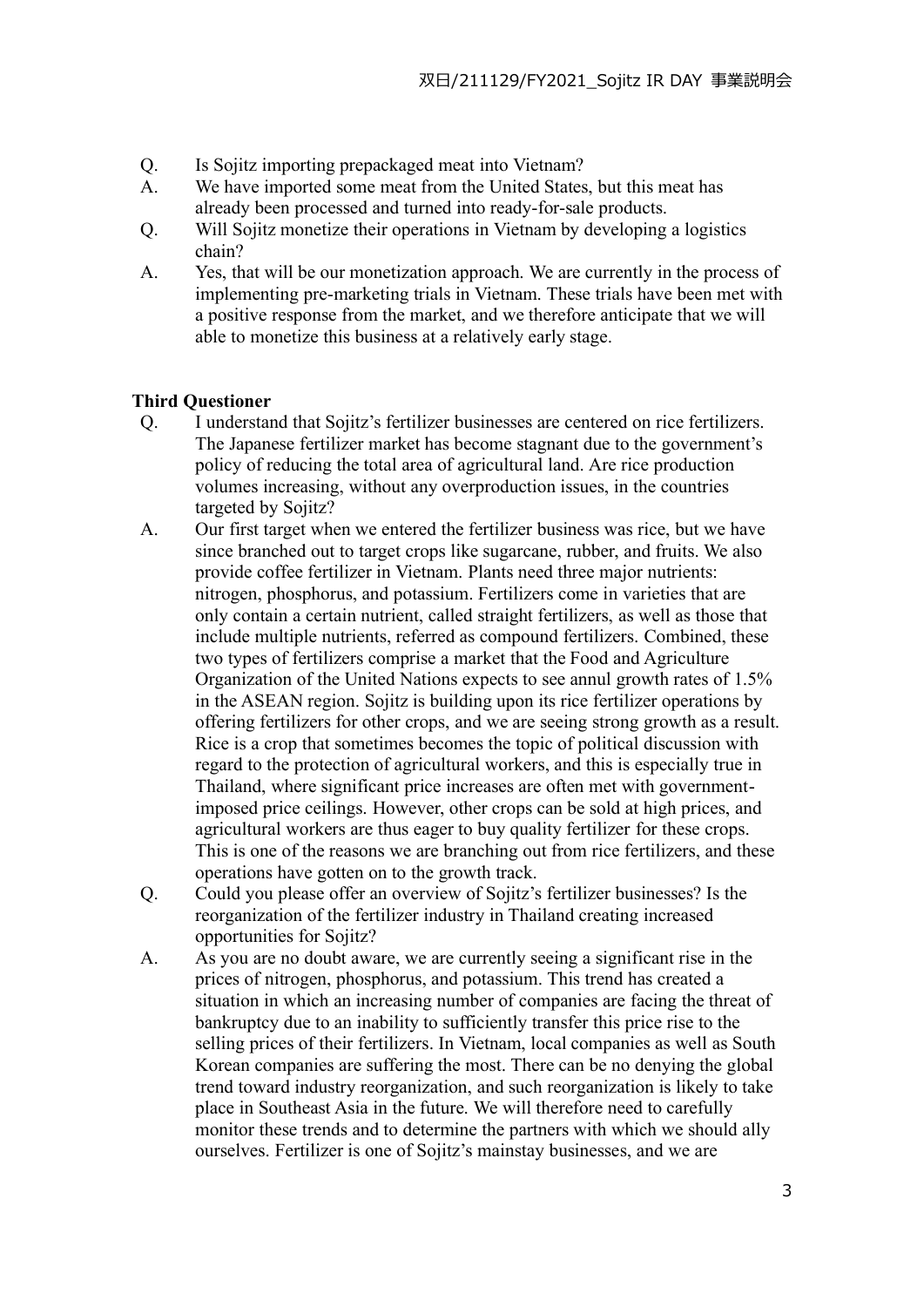Q. Is Sojitz importing prepackaged meat into Vietnam?

A. We have imported some meat from the United States, but this meat has already been processed and turned into ready-for-sale products.

Q. Will Sojitz monetize their operations in Vietnam by developing a logistics chain?

A. Yes, that will be our monetization approach. We are currently in the process of implementing pre-marketing trials in Vietnam. These trials have been met with a positive response from the market, and we therefore anticipate that we will able to monetize this business at a relatively early stage.

**Third Questioner**

Q. I understand that Sojitz's fertilizer businesses are centered on rice fertilizers. The Japanese fertilizer market has become stagnant due to the government's policy of reducing the total area of agricultural land. Are rice production volumes increasing, without any overproduction issues, in the countries targeted by Sojitz?

A. Our first target when we entered the fertilizer business was rice, but we have since branched out to target crops like sugarcane, rubber, and fruits. We also provide coffee fertilizer in Vietnam. Plants need three major nutrients: nitrogen, phosphorus, and potassium. Fertilizers come in varieties that are only contain a certain nutrient, called straight fertilizers, as well as those that include multiple nutrients, referred as compound fertilizers. Combined, these two types of fertilizers comprise a market that the Food and Agriculture Organization of the United Nations expects to see annul growth rates of 1.5% in the ASEAN region. Sojitz is building upon its rice fertilizer operations by offering fertilizers for other crops, and we are seeing strong growth as a result. Rice is a crop that sometimes becomes the topic of political discussion with regard to the protection of agricultural workers, and this is especially true in Thailand, where significant price increases are often met with government-imposed price ceilings. However, other crops can be sold at high prices, and agricultural workers are thus eager to buy quality fertilizer for these crops. This is one of the reasons we are branching out from rice fertilizers, and these operations have gotten on to the growth track.

Q. Could you please offer an overview of Sojitz's fertilizer businesses? Is the reorganization of the fertilizer industry in Thailand creating increased opportunities for Sojitz?

A. As you are no doubt aware, we are currently seeing a significant rise in the prices of nitrogen, phosphorus, and potassium. This trend has created a situation in which an increasing number of companies are facing the threat of bankruptcy due to an inability to sufficiently transfer this price rise to the selling prices of their fertilizers. In Vietnam, local companies as well as South Korean companies are suffering the most. There can be no denying the global trend toward industry reorganization, and such reorganization is likely to take place in Southeast Asia in the future. We will therefore need to carefully monitor these trends and to determine the partners with which we should ally ourselves. Fertilizer is one of Sojitz's mainstay businesses, and we are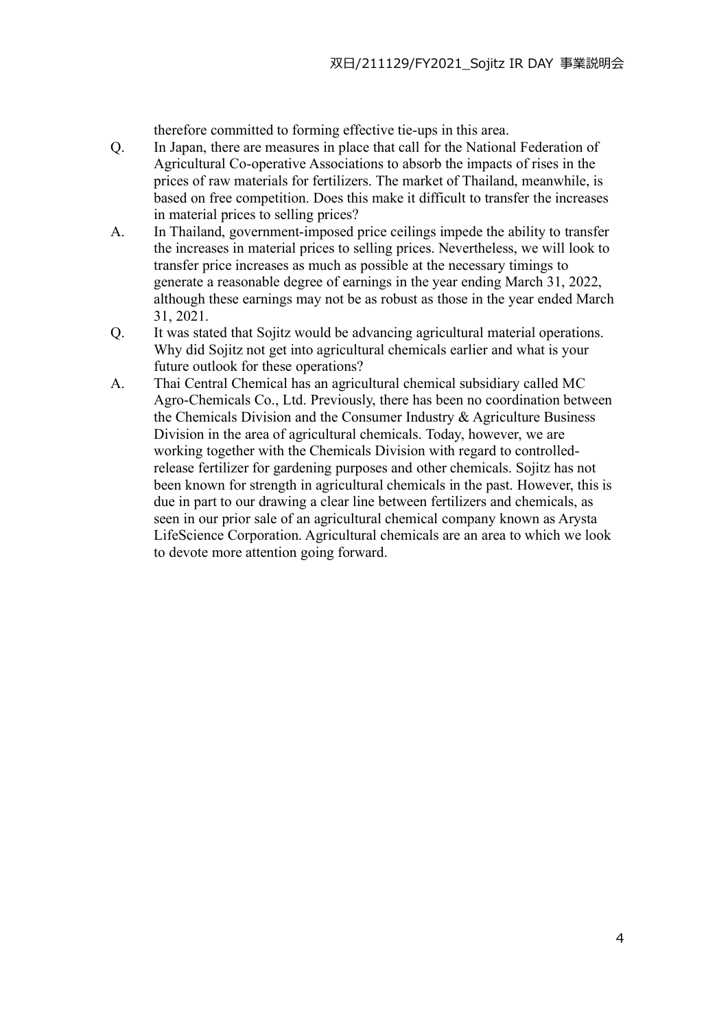therefore committed to forming effective tie-ups in this area.

Q. In Japan, there are measures in place that call for the National Federation of Agricultural Co-operative Associations to absorb the impacts of rises in the prices of raw materials for fertilizers. The market of Thailand, meanwhile, is based on free competition. Does this make it difficult to transfer the increases in material prices to selling prices?

A. In Thailand, government-imposed price ceilings impede the ability to transfer the increases in material prices to selling prices. Nevertheless, we will look to transfer price increases as much as possible at the necessary timings to generate a reasonable degree of earnings in the year ending March 31, 2022, although these earnings may not be as robust as those in the year ended March 31, 2021.

Q. It was stated that Sojitz would be advancing agricultural material operations. Why did Sojitz not get into agricultural chemicals earlier and what is your future outlook for these operations?

A. Thai Central Chemical has an agricultural chemical subsidiary called MC Agro-Chemicals Co., Ltd. Previously, there has been no coordination between the Chemicals Division and the Consumer Industry & Agriculture Business Division in the area of agricultural chemicals. Today, however, we are working together with the Chemicals Division with regard to controlled-release fertilizer for gardening purposes and other chemicals. Sojitz has not been known for strength in agricultural chemicals in the past. However, this is due in part to our drawing a clear line between fertilizers and chemicals, as seen in our prior sale of an agricultural chemical company known as Arysta LifeScience Corporation. Agricultural chemicals are an area to which we look to devote more attention going forward.